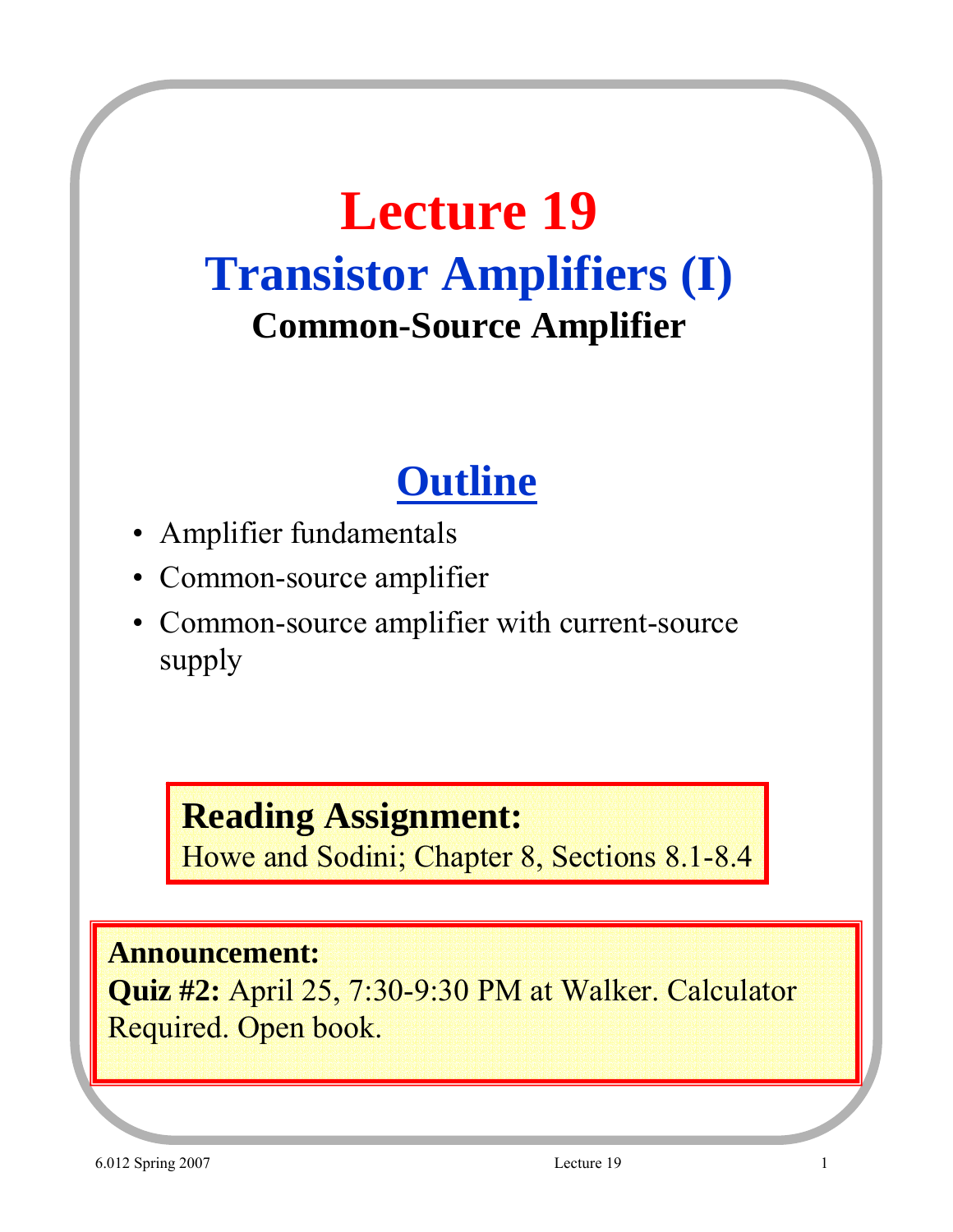# Lecture 19

## Transistor Amplifiers (I)

### Common-Source Amplifier

## Outline

- Amplifier fundamentals
- Common-source amplifier
- Common-source amplifier with current-source supply

**Reading Assignment:**
Howe and Sodini; Chapter 8, Sections 8.1-8.4

**Announcement:**
**Quiz #2:** April 25, 7:30-9:30 PM at Walker. Calculator Required. Open book.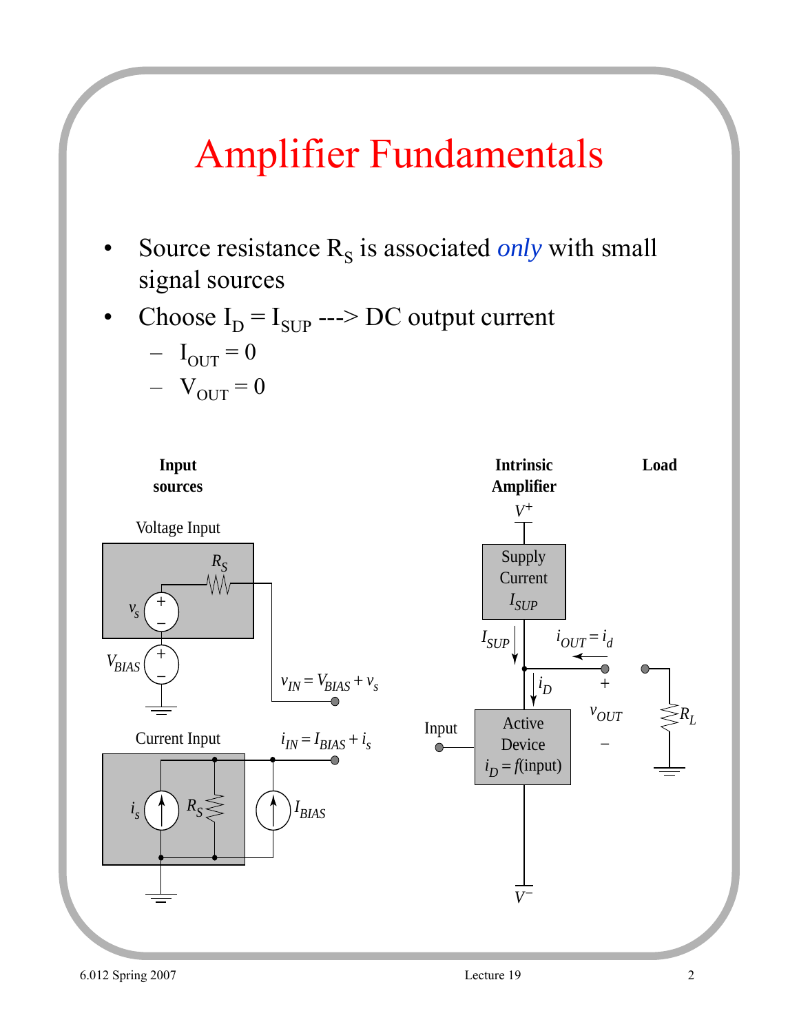# Amplifier Fundamentals

- Source resistance $R_S$ is associated *only* with small signal sources
- Choose $I_D = I_{SUP}$ ---> DC output current
  - $I_{OUT} = 0$
  - $V_{OUT} = 0$

**Input sources**

Voltage Input

$v_s$, $R_S$, $V_{BIAS}$

$v_{IN} = V_{BIAS} + v_s$

Current Input

$i_s$, $R_S$, $I_{BIAS}$

$i_{IN} = I_{BIAS} + i_s$

**Intrinsic Amplifier**

$V^+$

Supply Current $I_{SUP}$

$I_{SUP}$

$i_{OUT} = i_d$

$i_D$

Input

Active Device $i_D = f(\text{input})$

$V^-$

+ $v_{OUT}$ −

**Load**

$R_L$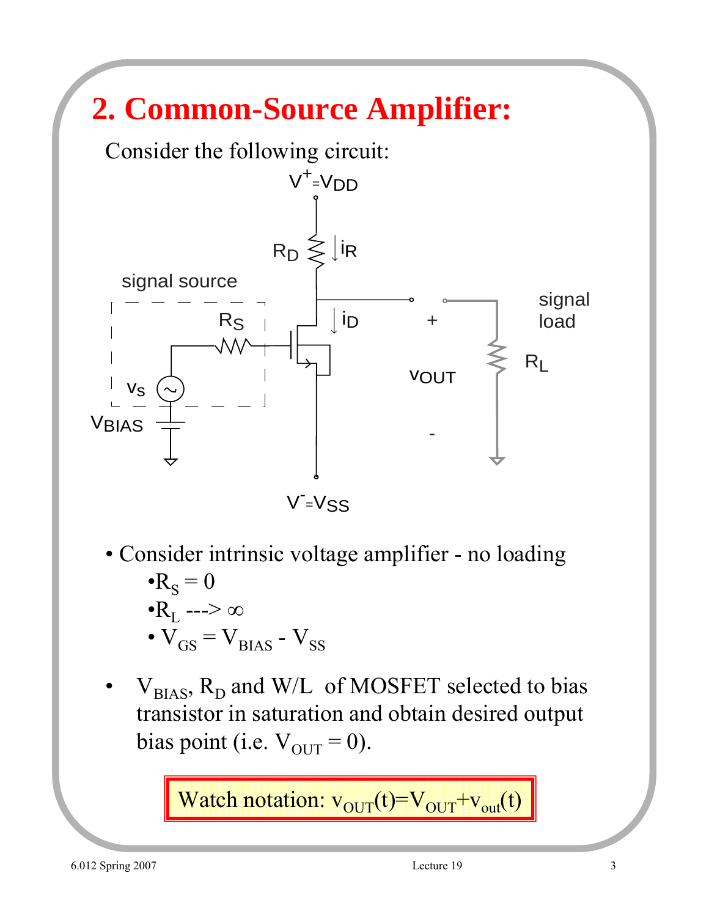# 2. Common-Source Amplifier:

Consider the following circuit:

- Consider intrinsic voltage amplifier - no loading
  - $R_S = 0$
  - $R_L \rightarrow \infty$
  - $V_{GS} = V_{BIAS} - V_{SS}$
- $V_{BIAS}$, $R_D$ and W/L of MOSFET selected to bias transistor in saturation and obtain desired output bias point (i.e. $V_{OUT} = 0$).

**Watch notation: $v_{OUT}(t) = V_{OUT} + v_{out}(t)$**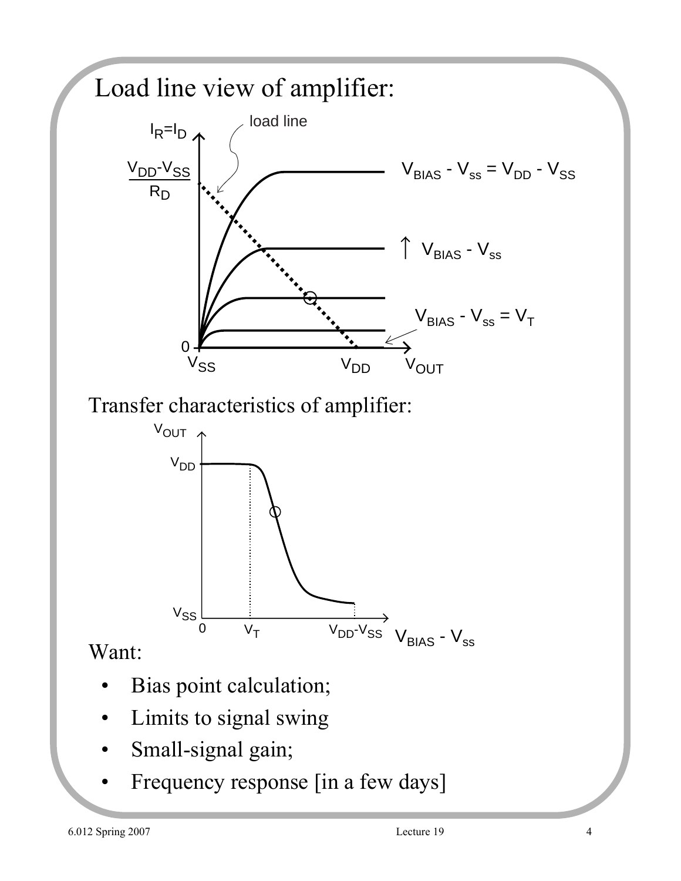# Load line view of amplifier:

Transfer characteristics of amplifier:

Want:

- Bias point calculation;
- Limits to signal swing
- Small-signal gain;
- Frequency response [in a few days]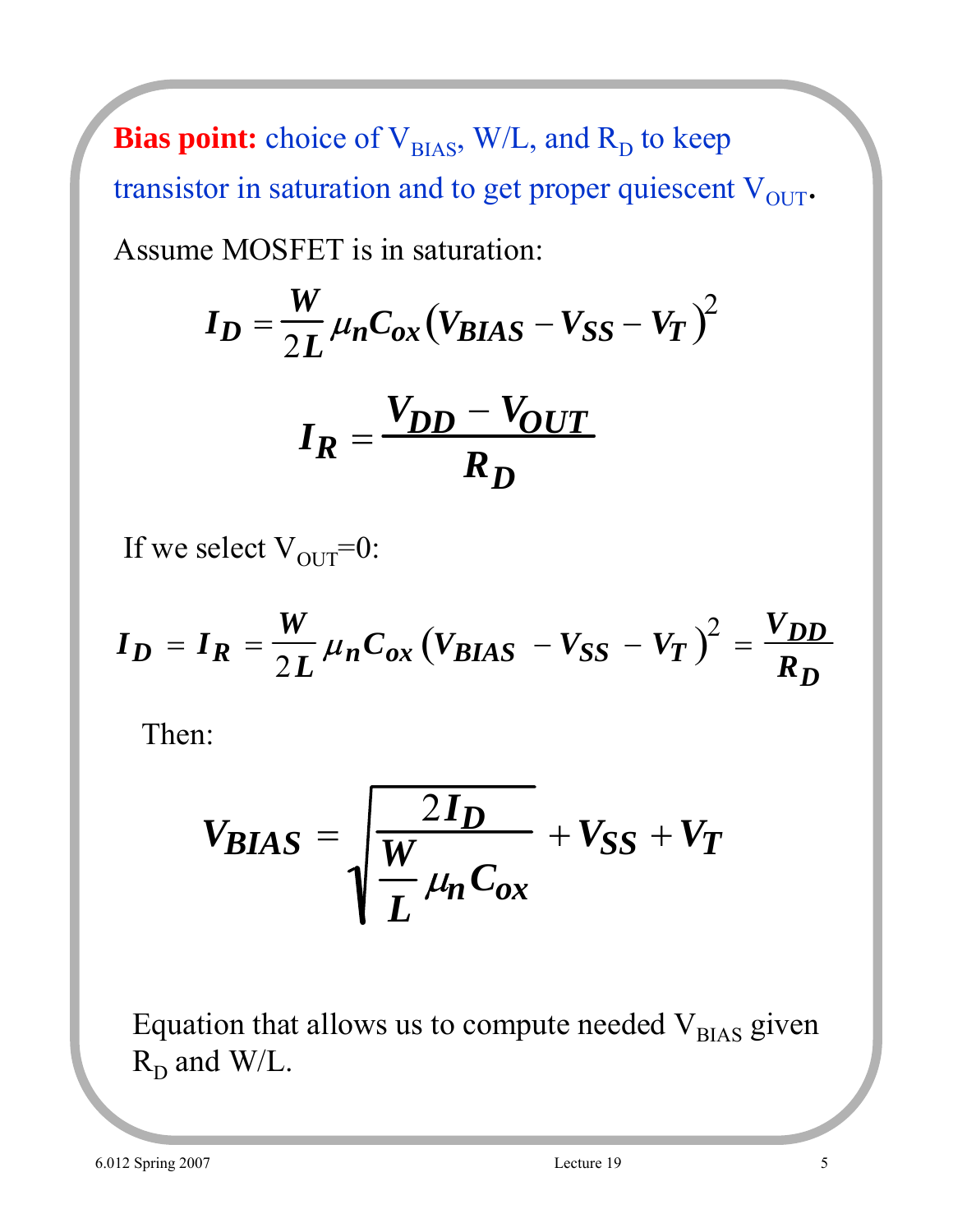**Bias point:** choice of $V_{BIAS}$, W/L, and $R_D$ to keep transistor in saturation and to get proper quiescent $V_{OUT}$.

Assume MOSFET is in saturation:

$$I_D = \frac{W}{2L}\mu_n C_{ox}\left(V_{BIAS} - V_{SS} - V_T\right)^2$$

$$I_R = \frac{V_{DD} - V_{OUT}}{R_D}$$

If we select $V_{OUT}=0$:

$$I_D = I_R = \frac{W}{2L}\mu_n C_{ox}\left(V_{BIAS} - V_{SS} - V_T\right)^2 = \frac{V_{DD}}{R_D}$$

Then:

$$V_{BIAS} = \sqrt{\frac{2I_D}{\frac{W}{L}\mu_n C_{ox}}} + V_{SS} + V_T$$

Equation that allows us to compute needed $V_{BIAS}$ given $R_D$ and W/L.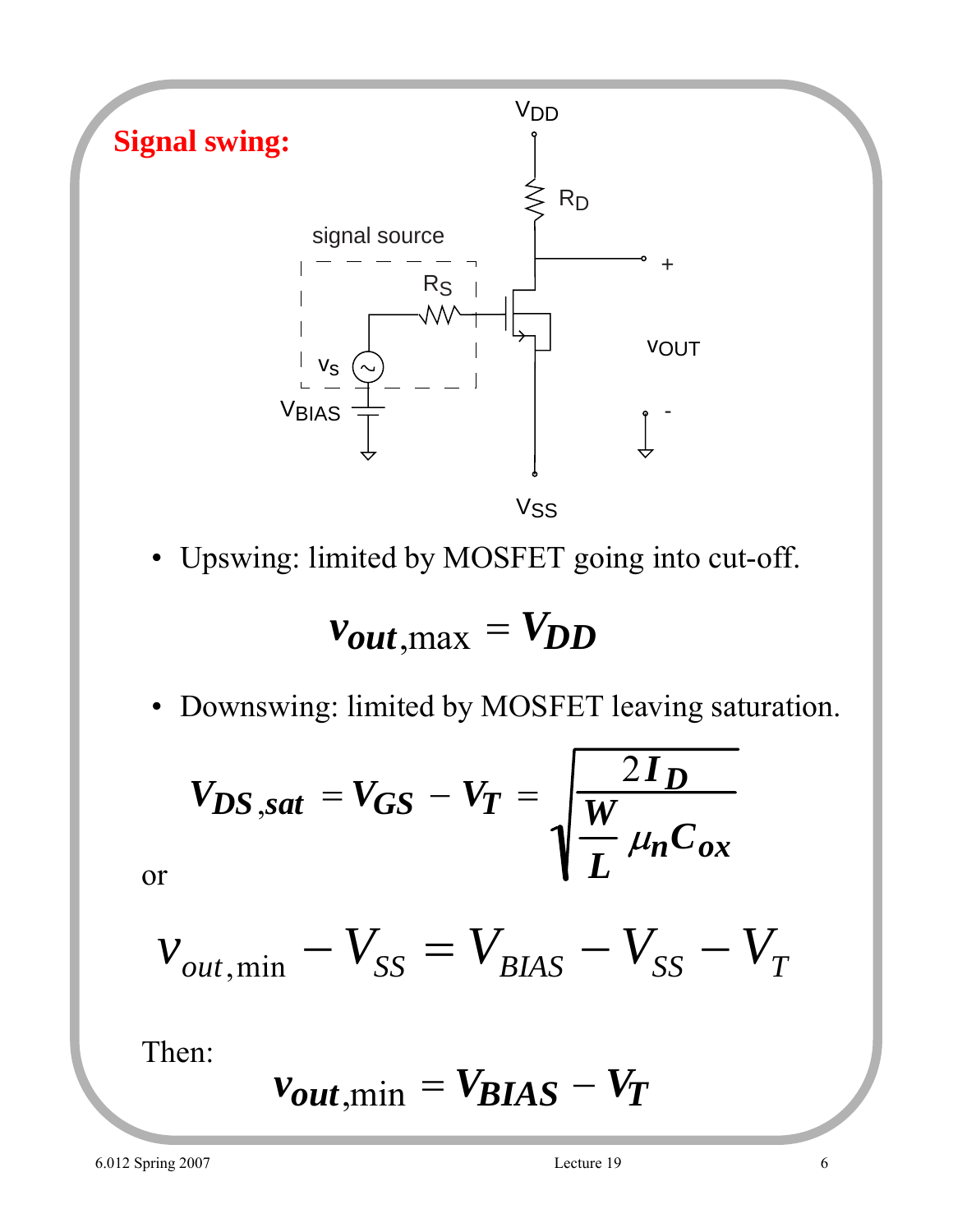## Signal swing:

- Upswing: limited by MOSFET going into cut-off.

$$v_{out,\max} = V_{DD}$$

- Downswing: limited by MOSFET leaving saturation.

$$V_{DS,sat} = V_{GS} - V_T = \sqrt{\frac{2I_D}{\frac{W}{L}\mu_n C_{ox}}}$$

or

$$v_{out,\min} - V_{SS} = V_{BIAS} - V_{SS} - V_T$$

Then:

$$v_{out,\min} = V_{BIAS} - V_T$$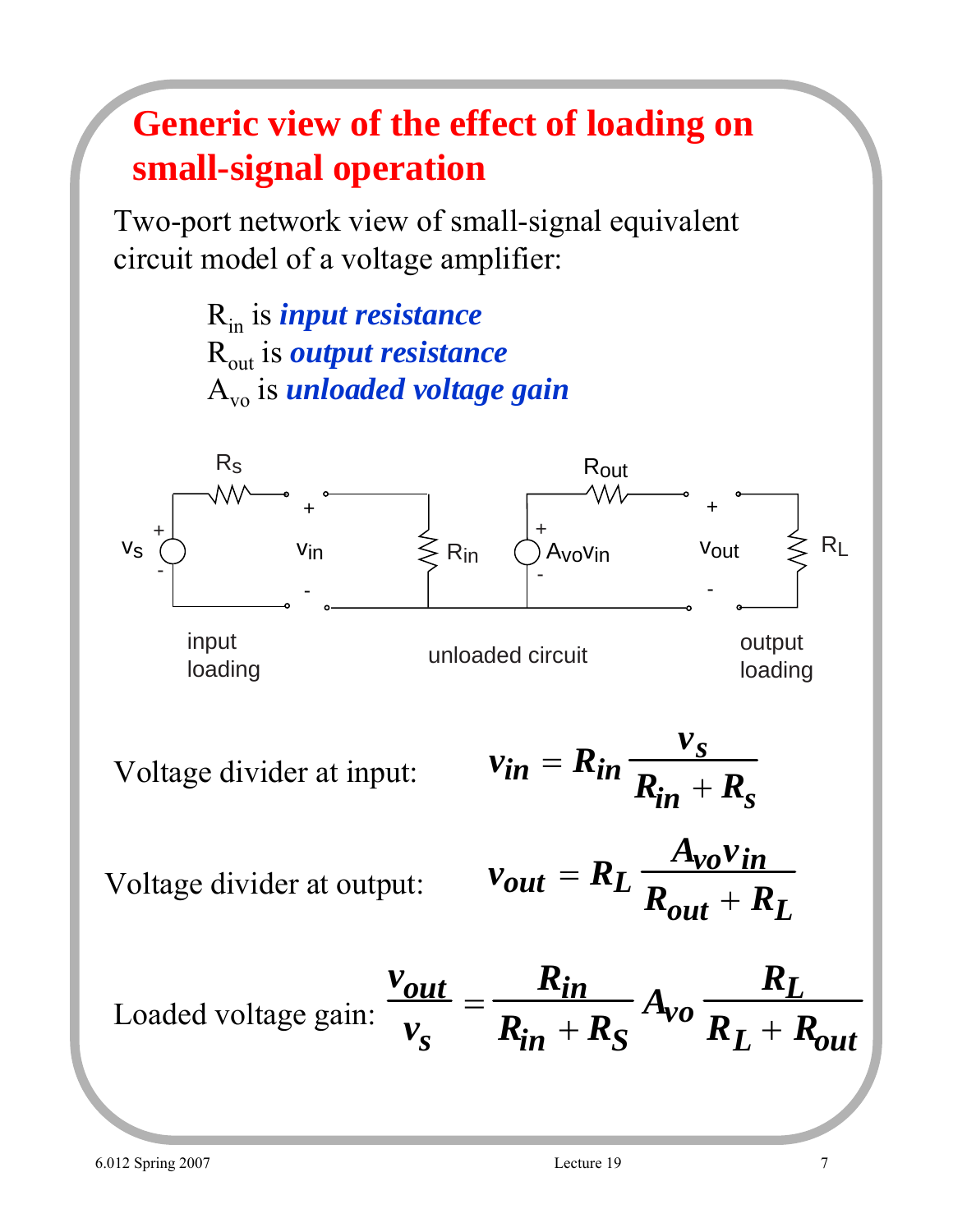# Generic view of the effect of loading on small-signal operation

Two-port network view of small-signal equivalent circuit model of a voltage amplifier:

- $R_{in}$ is ***input resistance***
- $R_{out}$ is ***output resistance***
- $A_{vo}$ is ***unloaded voltage gain***

$v_s$ $R_S$ $v_{in}$ $R_{in}$ $A_{vo}v_{in}$ $R_{out}$ $v_{out}$ $R_L$

input loading — unloaded circuit — output loading

Voltage divider at input:

$$v_{in} = R_{in}\frac{v_s}{R_{in} + R_s}$$

Voltage divider at output:

$$v_{out} = R_L\frac{A_{vo}v_{in}}{R_{out} + R_L}$$

Loaded voltage gain:

$$\frac{v_{out}}{v_s} = \frac{R_{in}}{R_{in} + R_S}A_{vo}\frac{R_L}{R_L + R_{out}}$$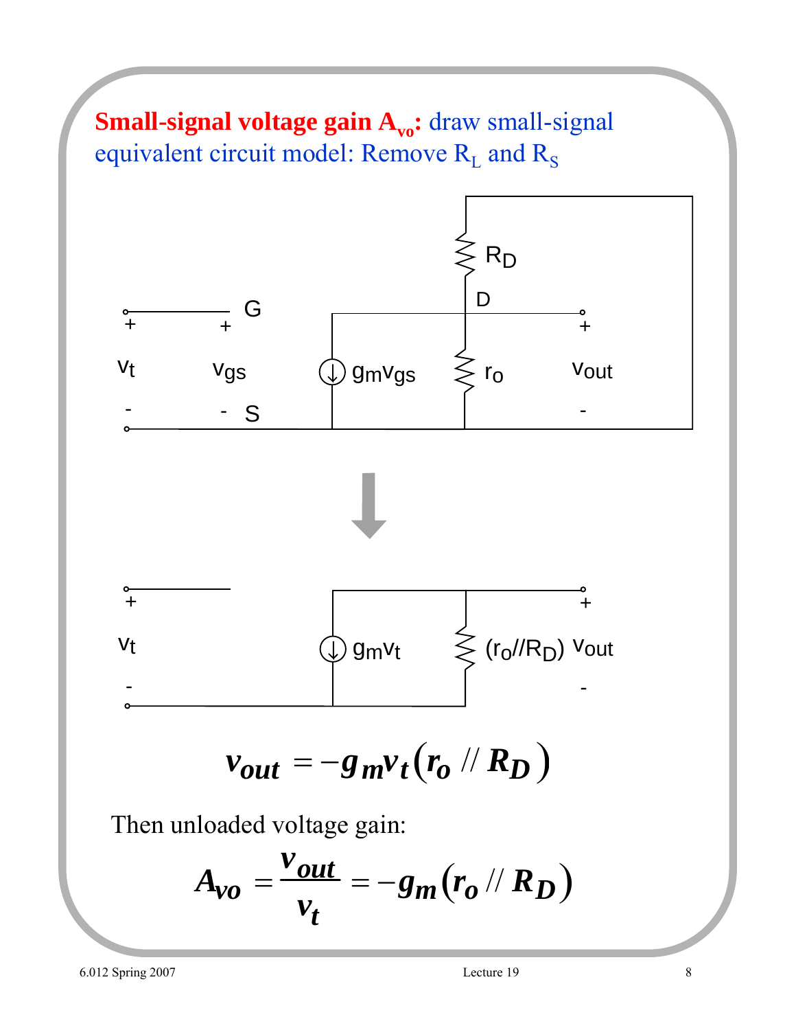**Small-signal voltage gain $A_{vo}$:** draw small-signal equivalent circuit model: Remove $R_L$ and $R_S$

$$v_{out} = -g_m v_t \left(r_o \,//\, R_D\right)$$

Then unloaded voltage gain:

$$A_{vo} = \frac{v_{out}}{v_t} = -g_m \left(r_o \,//\, R_D\right)$$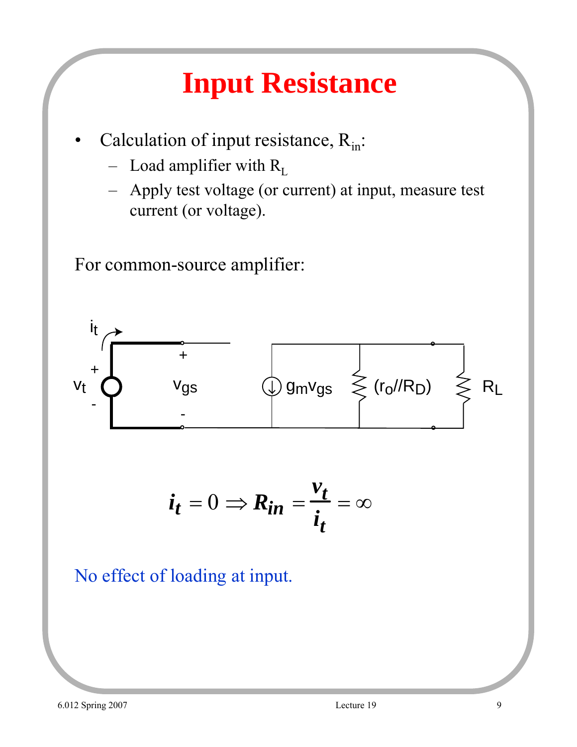# Input Resistance

- Calculation of input resistance, $R_{in}$:
  - Load amplifier with $R_L$
  - Apply test voltage (or current) at input, measure test current (or voltage).

For common-source amplifier:

$$i_t = 0 \Rightarrow R_{in} = \frac{v_t}{i_t} = \infty$$

No effect of loading at input.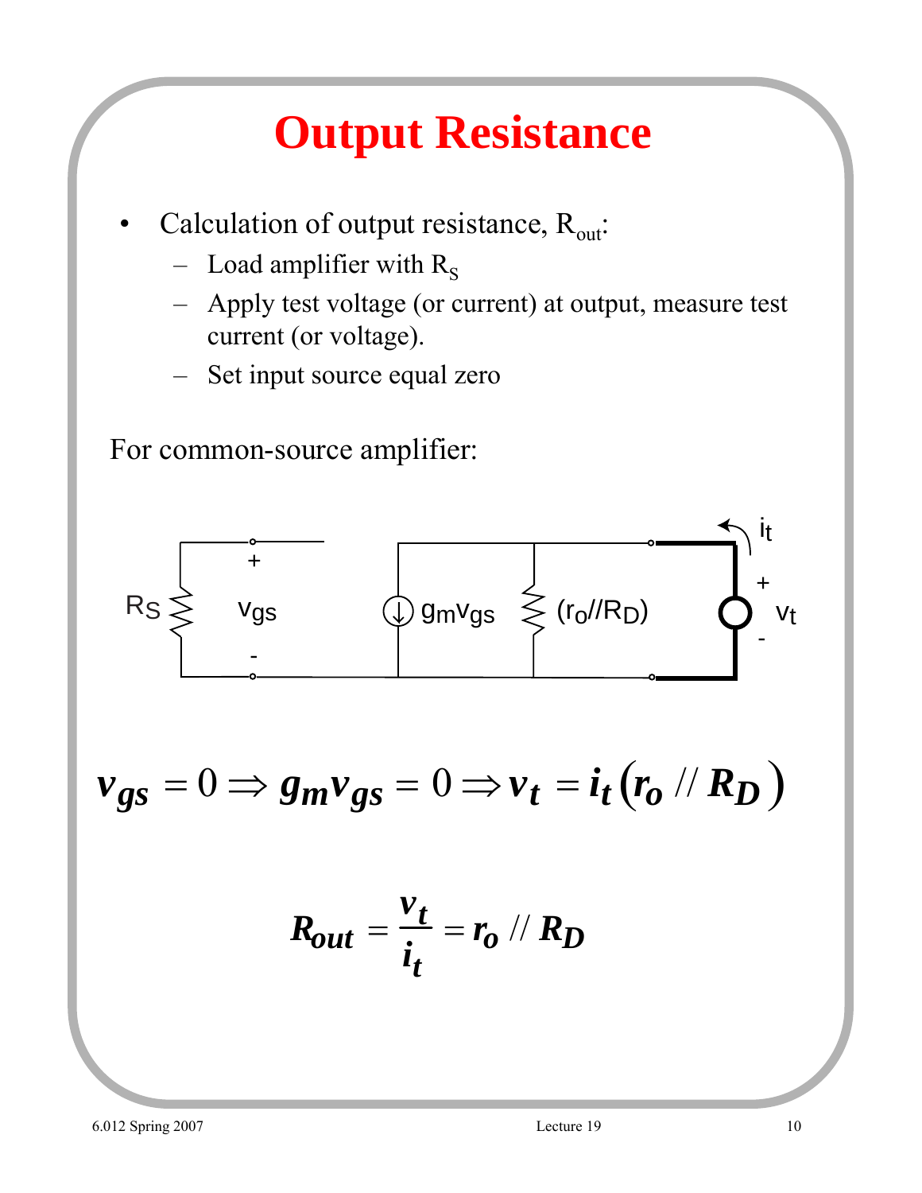# Output Resistance

- Calculation of output resistance, $R_{out}$:
  - Load amplifier with $R_S$
  - Apply test voltage (or current) at output, measure test current (or voltage).
  - Set input source equal zero

For common-source amplifier:

$$v_{gs} = 0 \Rightarrow g_m v_{gs} = 0 \Rightarrow v_t = i_t \left( r_o // R_D \right)$$

$$R_{out} = \frac{v_t}{i_t} = r_o // R_D$$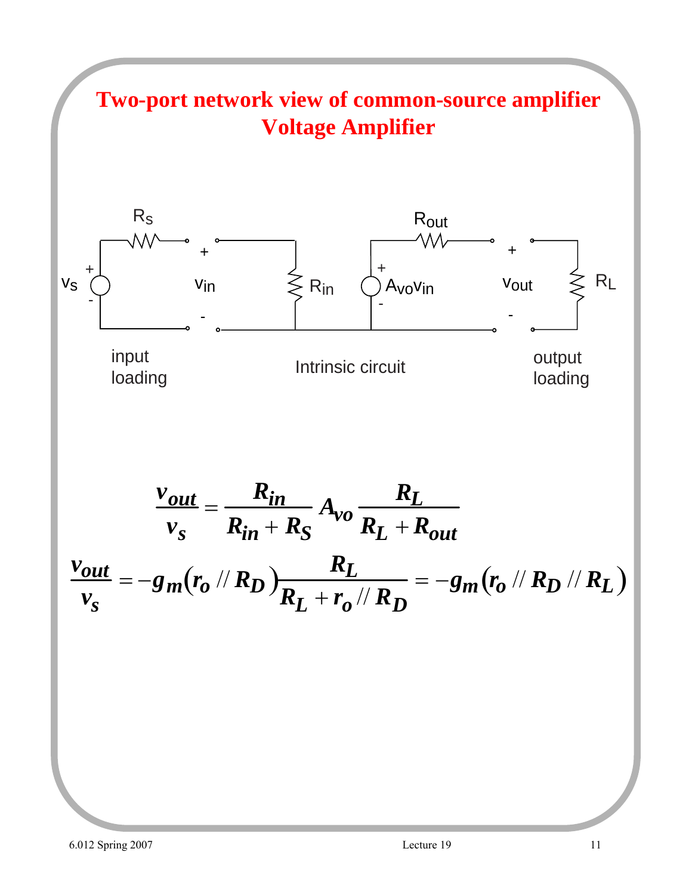# Two-port network view of common-source amplifier
## Voltage Amplifier

$R_S$ $R_{out}$

$v_s$ $v_{in}$ $R_{in}$ $A_{vo}v_{in}$ $v_{out}$ $R_L$

input loading — Intrinsic circuit — output loading

$$\frac{v_{out}}{v_s} = \frac{R_{in}}{R_{in} + R_S} A_{vo} \frac{R_L}{R_L + R_{out}}$$

$$\frac{v_{out}}{v_s} = -g_m\left(r_o // R_D\right)\frac{R_L}{R_L + r_o // R_D} = -g_m\left(r_o // R_D // R_L\right)$$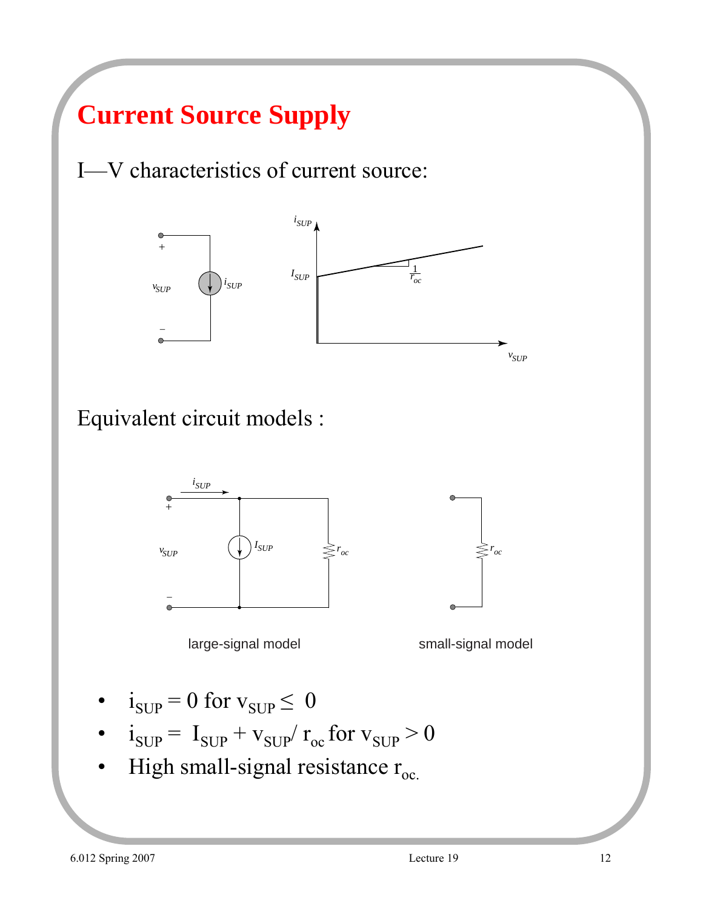# Current Source Supply

I—V characteristics of current source:

Equivalent circuit models :

large-signal model

small-signal model

- $i_{SUP} = 0$ for $v_{SUP} \leq 0$
- $i_{SUP} = I_{SUP} + v_{SUP}/ r_{oc}$ for $v_{SUP} > 0$
- High small-signal resistance $r_{oc.}$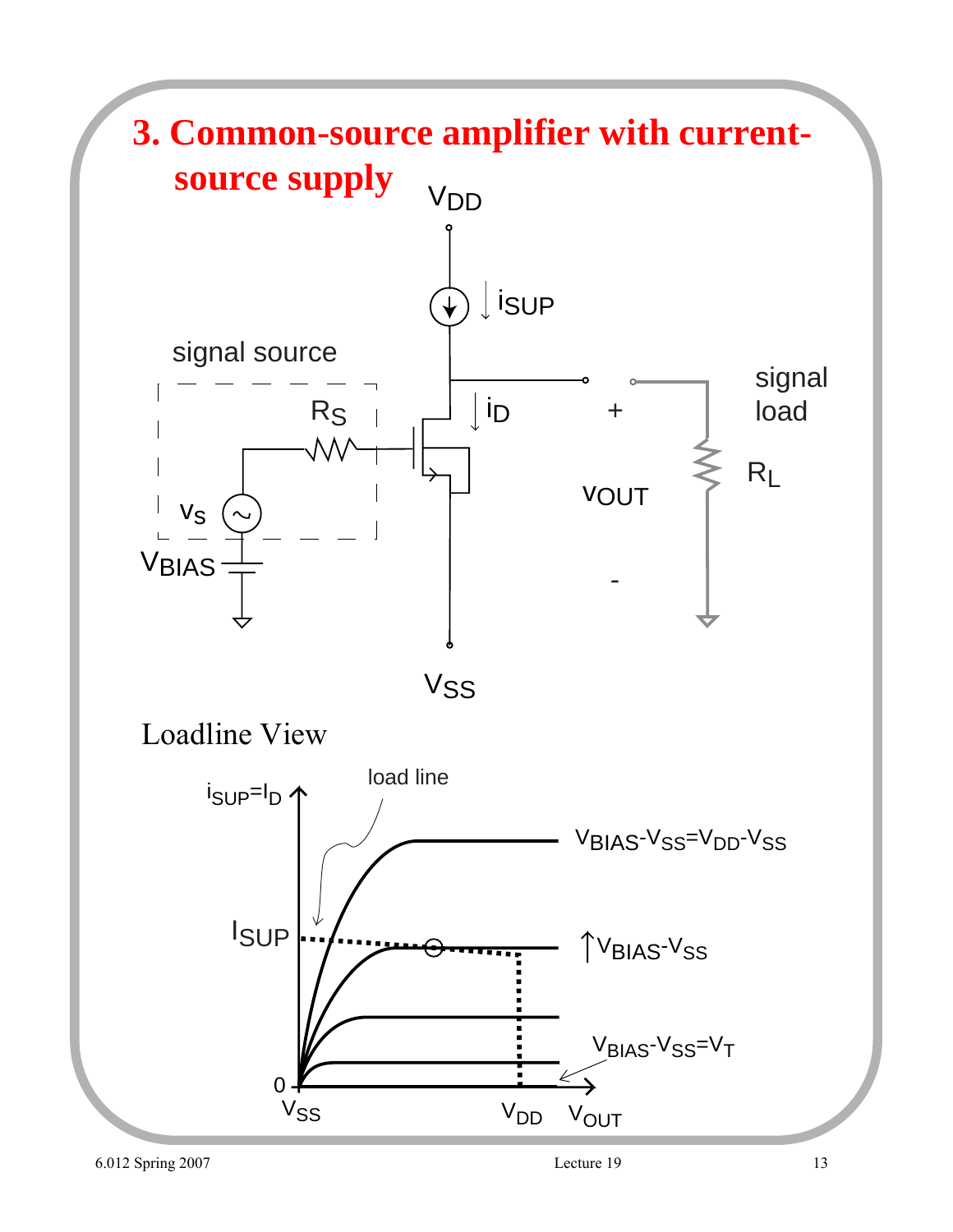# 3. Common-source amplifier with current-source supply

$V_{DD}$

$i_{SUP}$

signal source

$R_S$

$i_D$

$+$

signal load

$v_s$

$R_L$

$v_{OUT}$

$V_{BIAS}$

$-$

$V_{SS}$

## Loadline View

load line

$i_{SUP}=I_D$

$V_{BIAS}-V_{SS}=V_{DD}-V_{SS}$

$I_{SUP}$

$\uparrow V_{BIAS}-V_{SS}$

$V_{BIAS}-V_{SS}=V_T$

0

$V_{SS}$

$V_{DD}$

$V_{OUT}$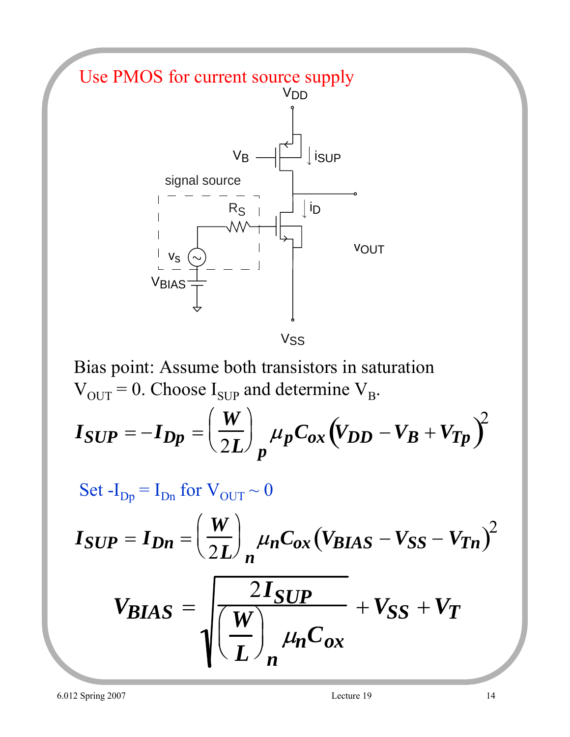Use PMOS for current source supply

Bias point: Assume both transistors in saturation $V_{OUT} = 0$. Choose $I_{SUP}$ and determine $V_B$.

$$I_{SUP} = -I_{Dp} = \left(\frac{W}{2L}\right)_p \mu_p C_{ox} \left(V_{DD} - V_B + V_{Tp}\right)^2$$

Set $-I_{Dp} = I_{Dn}$ for $V_{OUT} \sim 0$

$$I_{SUP} = I_{Dn} = \left(\frac{W}{2L}\right)_n \mu_n C_{ox} \left(V_{BIAS} - V_{SS} - V_{Tn}\right)^2$$

$$V_{BIAS} = \sqrt{\frac{2I_{SUP}}{\left(\frac{W}{L}\right)_n \mu_n C_{ox}}} + V_{SS} + V_T$$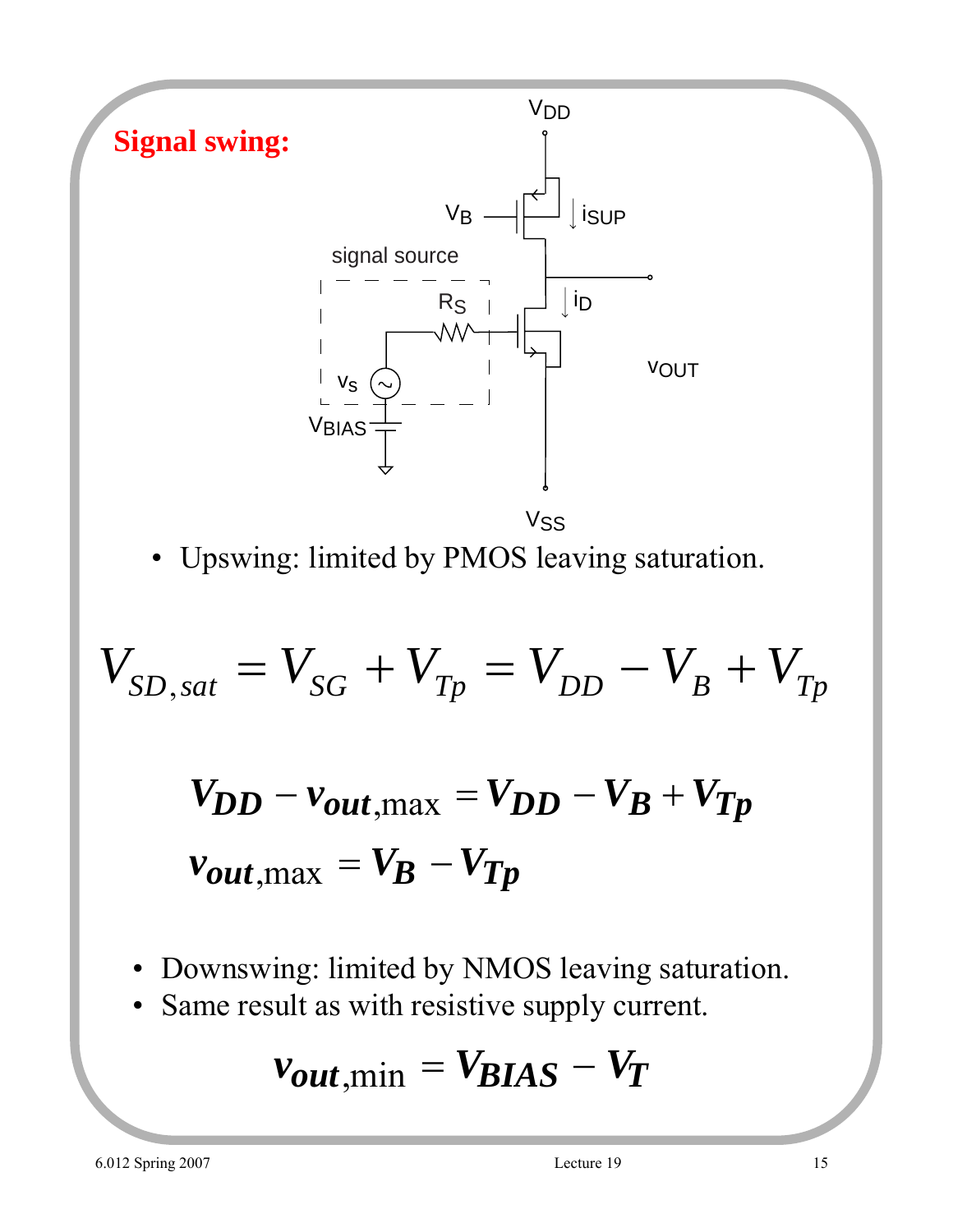## Signal swing:

- Upswing: limited by PMOS leaving saturation.

$$V_{SD,sat} = V_{SG} + V_{Tp} = V_{DD} - V_B + V_{Tp}$$

$$V_{DD} - v_{out,\max} = V_{DD} - V_B + V_{Tp}$$

$$v_{out,\max} = V_B - V_{Tp}$$

- Downswing: limited by NMOS leaving saturation.
- Same result as with resistive supply current.

$$v_{out,\min} = V_{BIAS} - V_T$$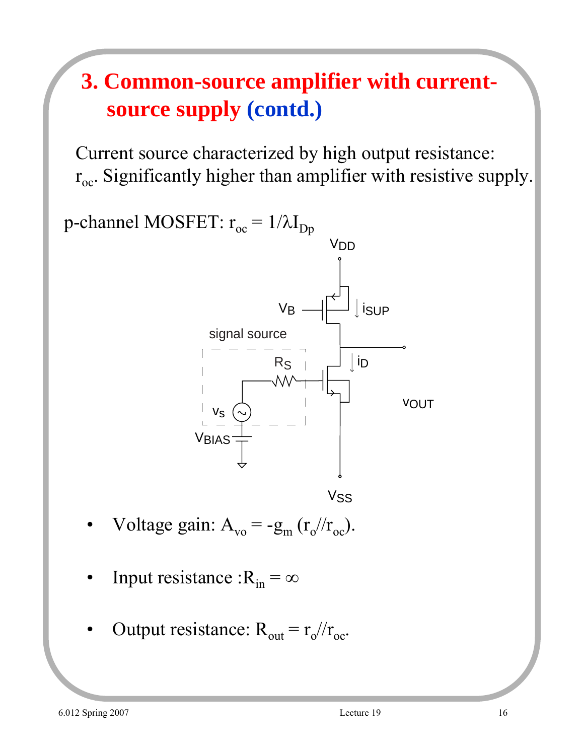# 3. Common-source amplifier with current-source supply (contd.)

Current source characterized by high output resistance: $r_{oc}$. Significantly higher than amplifier with resistive supply.

p-channel MOSFET: $r_{oc} = 1/\lambda I_{Dp}$

- Voltage gain: $A_{vo} = -g_m (r_o // r_{oc})$.
- Input resistance : $R_{in} = \infty$
- Output resistance: $R_{out} = r_o // r_{oc}$.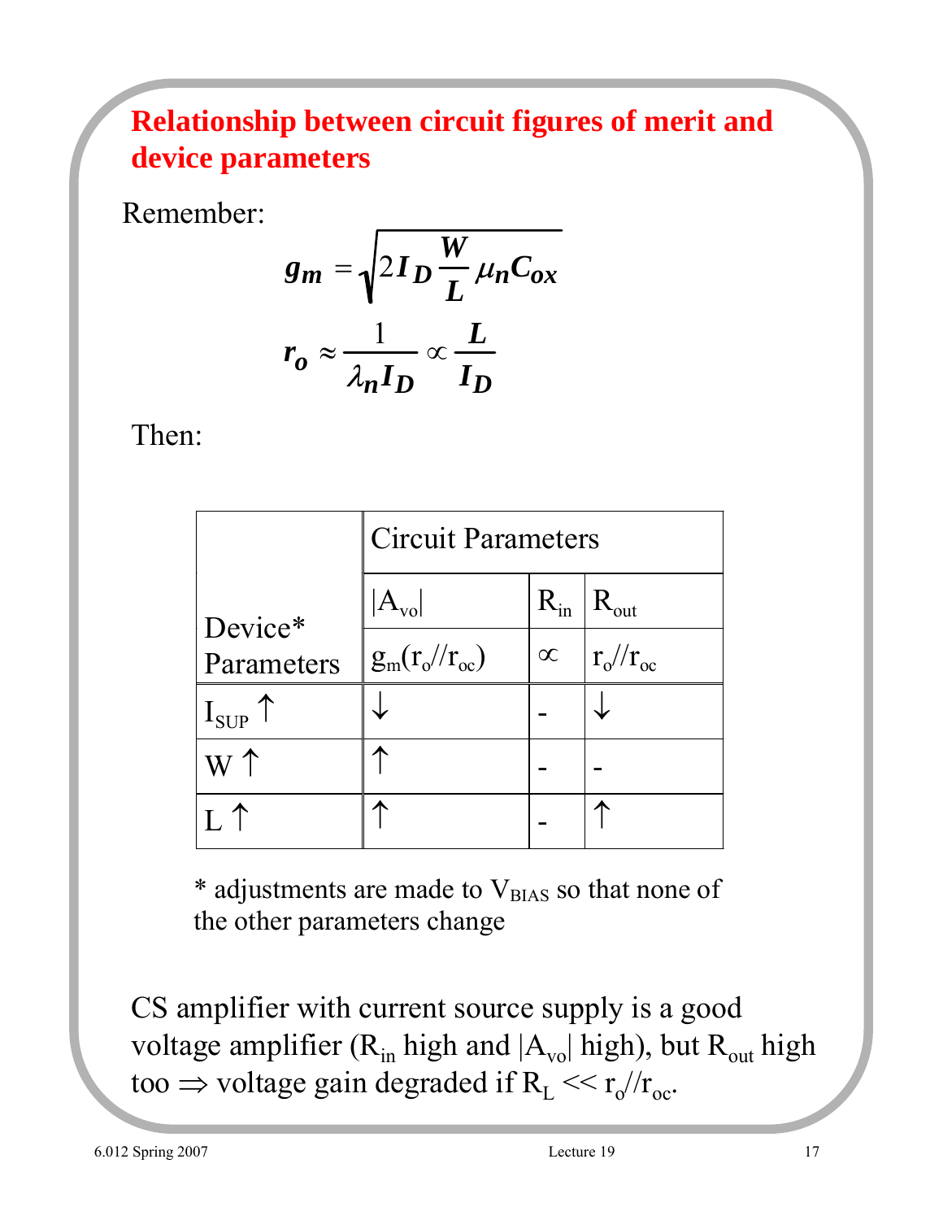## Relationship between circuit figures of merit and device parameters

Remember:

$$g_m = \sqrt{2 I_D \frac{W}{L} \mu_n C_{ox}}$$

$$r_o \approx \frac{1}{\lambda_n I_D} \propto \frac{L}{I_D}$$

Then:

| Device* Parameters | Circuit Parameters | | |
|---|---|---|---|
| | $\lvert A_{vo} \rvert$ | $R_{in}$ | $R_{out}$ |
| | $g_m(r_o // r_{oc})$ | $\infty$ | $r_o // r_{oc}$ |
| $I_{SUP} \uparrow$ | $\downarrow$ | - | $\downarrow$ |
| $W \uparrow$ | $\uparrow$ | - | - |
| $L \uparrow$ | $\uparrow$ | - | $\uparrow$ |

* adjustments are made to $V_{BIAS}$ so that none of the other parameters change

CS amplifier with current source supply is a good voltage amplifier ($R_{in}$ high and $\lvert A_{vo} \rvert$ high), but $R_{out}$ high too $\Rightarrow$ voltage gain degraded if $R_L << r_o // r_{oc}$.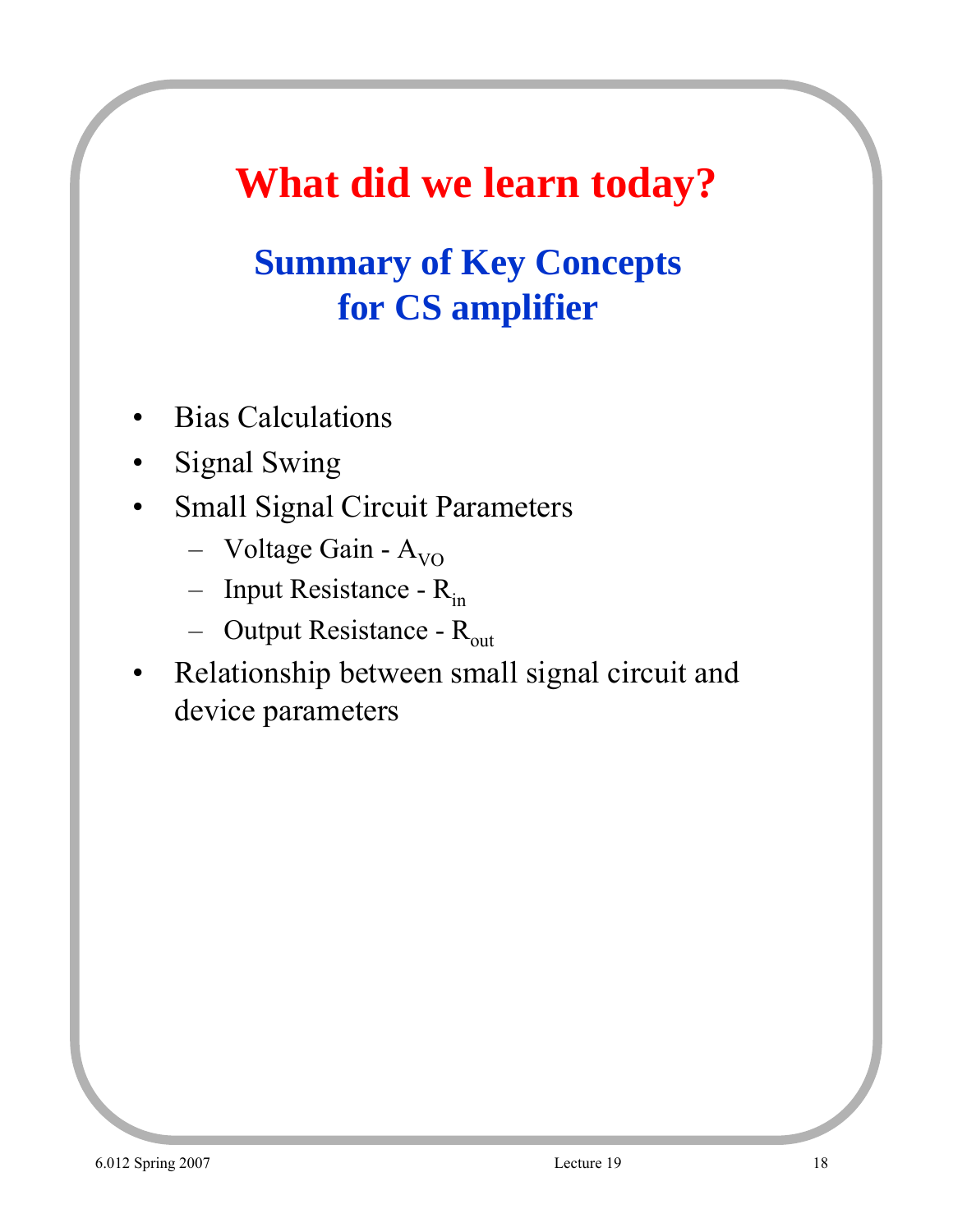# What did we learn today?

## Summary of Key Concepts for CS amplifier

- Bias Calculations
- Signal Swing
- Small Signal Circuit Parameters
  - Voltage Gain - $A_{VO}$
  - Input Resistance - $R_{in}$
  - Output Resistance - $R_{out}$
- Relationship between small signal circuit and device parameters